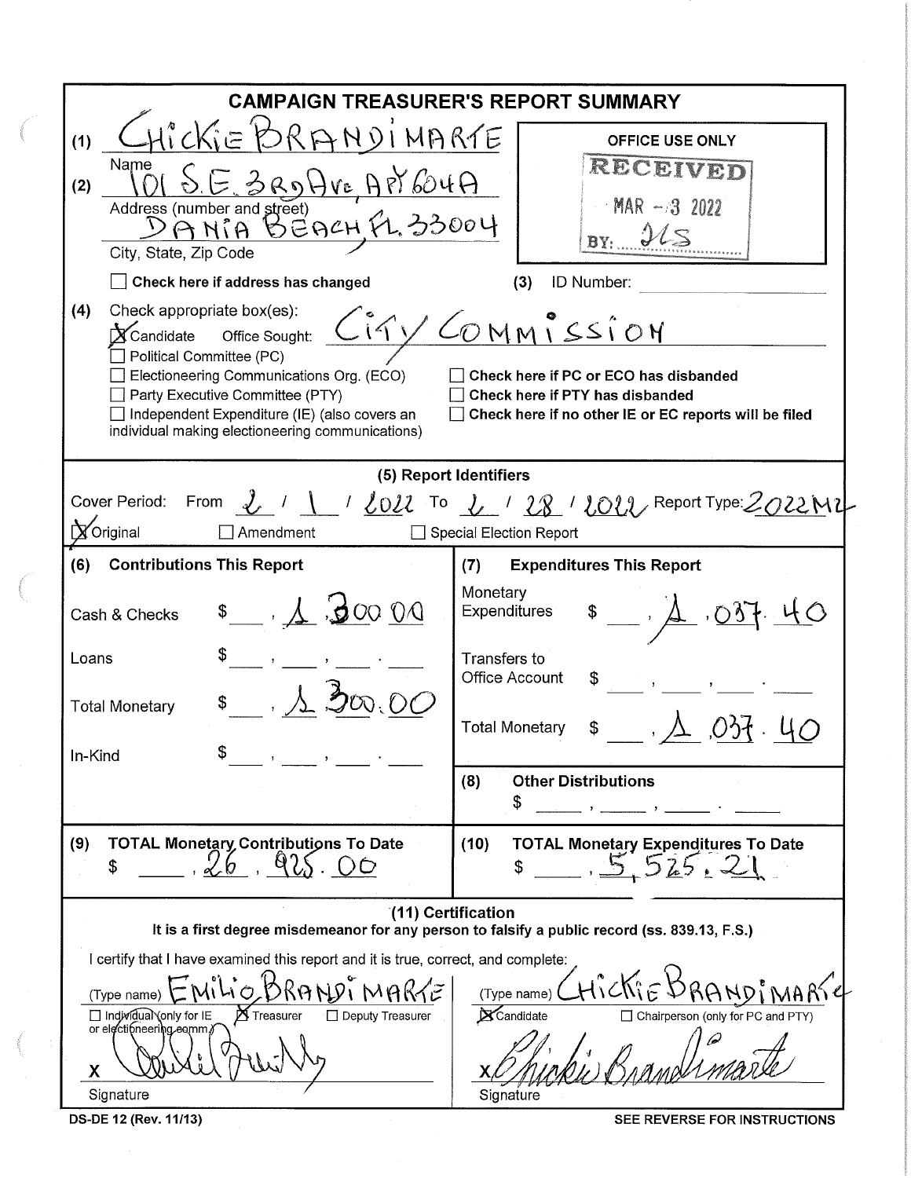# CAMPAIGN TREASURER'S REPORT SUMMARY

(1) CHICKIE BRANDIMARTE
Name

(2) 101 S.E. 3RD AVE, APT 604A
Address (number and street)
DANIA BEACH, FL. 33004
City, State, Zip Code

☐ **Check here if address has changed**

**OFFICE USE ONLY**
RECEIVED
MAR - 3 2022
BY: JLS

(3) ID Number:

(4) Check appropriate box(es):

- ☒ Candidate Office Sought: CITY COMMISSION
- ☐ Political Committee (PC)
- ☐ Electioneering Communications Org. (ECO)
- ☐ Party Executive Committee (PTY)
- ☐ Independent Expenditure (IE) (also covers an individual making electioneering communications)
- ☐ **Check here if PC or ECO has disbanded**
- ☐ **Check here if PTY has disbanded**
- ☐ **Check here if no other IE or EC reports will be filed**

## (5) Report Identifiers

Cover Period: From 2 / 1 / 2022 To 2 / 28 / 2022 Report Type: 2022M2

☒ Original ☐ Amendment ☐ Special Election Report

| **(6) Contributions This Report** | | **(7) Expenditures This Report** | |
|---|---|---|---|
| Cash & Checks | $ 1,300.00 | Monetary Expenditures | $ 1,037.40 |
| Loans | $ | Transfers to Office Account | $ |
| Total Monetary | $ 1,300.00 | Total Monetary | $ 1,037.40 |
| In-Kind | $ | **(8) Other Distributions** | $ |

| **(9) TOTAL Monetary Contributions To Date** | **(10) TOTAL Monetary Expenditures To Date** |
|---|---|
| $ 26,925.00 | $ 5,525.21 |

## (11) Certification

**It is a first degree misdemeanor for any person to falsify a public record (ss. 839.13, F.S.)**

I certify that I have examined this report and it is true, correct, and complete:

(Type name) EMILIO BRANDIMARTE
☐ Individual (only for IE or electioneering comm.) ☒ Treasurer ☐ Deputy Treasurer
X [Signature]
Signature

(Type name) CHICKIE BRANDIMARTE
☒ Candidate ☐ Chairperson (only for PC and PTY)
X Chickie Brandimarte
Signature

DS-DE 12 (Rev. 11/13) **SEE REVERSE FOR INSTRUCTIONS**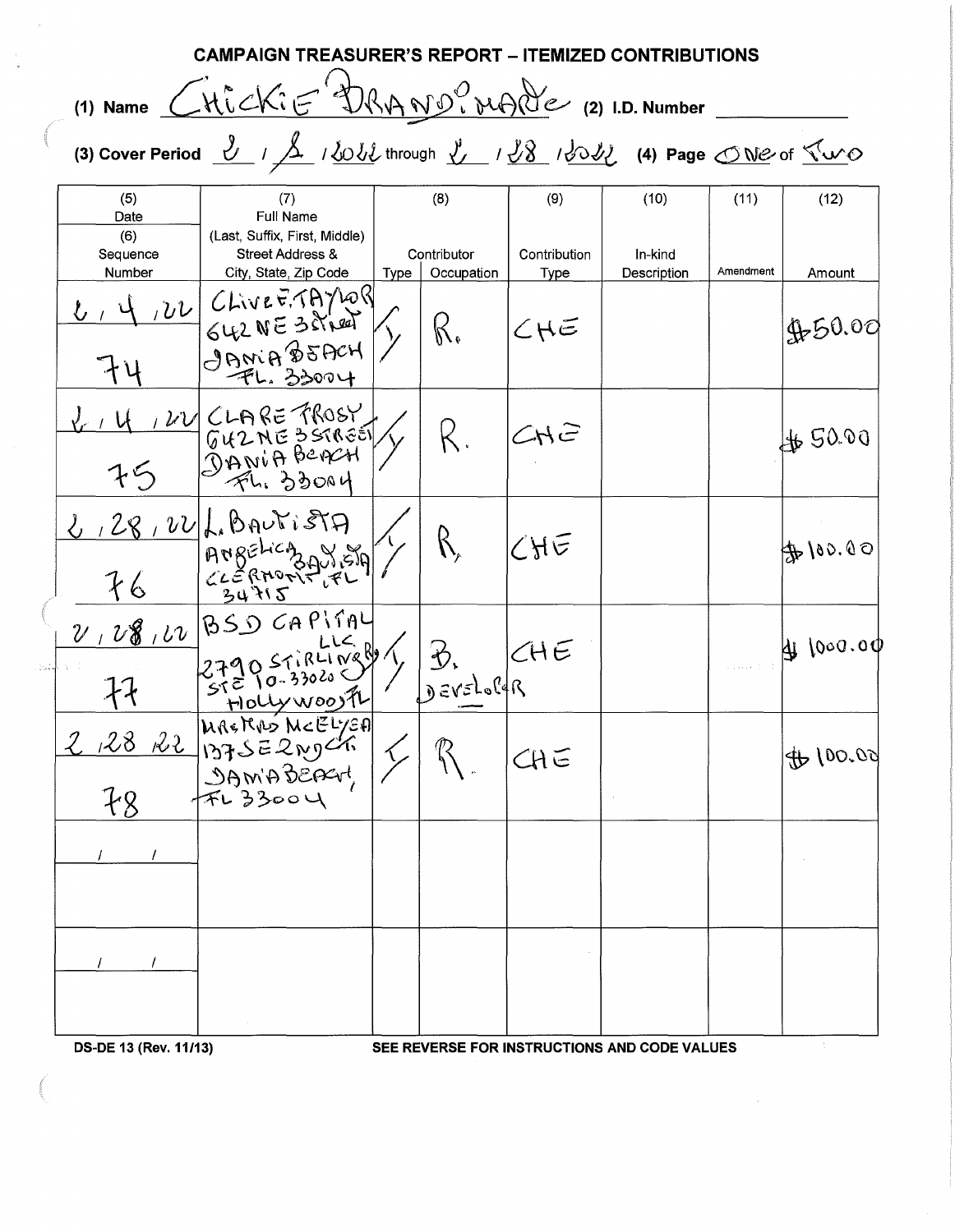# CAMPAIGN TREASURER'S REPORT – ITEMIZED CONTRIBUTIONS

(1) Name CHICKIE BRANDIMARTE (2) I.D. Number ______

(3) Cover Period 2 / 8 / 2022 through 2 / 28 / 2022 (4) Page ONE of TWO

| (5) Date (6) Sequence Number | (7) Full Name (Last, Suffix, First, Middle) Street Address & City, State, Zip Code | (8) Contributor Type | Occupation | (9) Contribution Type | (10) In-kind Description | (11) Amendment | (12) Amount |
|---|---|---|---|---|---|---|---|
| 2 / 4 / 22<br>74 | CLIVE F. TAYLOR<br>642 NE 3 Street<br>DANIA BEACH<br>FL. 33004 | I | R. | CHE | | | $50.00 |
| 2 / 4 / 22<br>75 | CLARE FROST<br>642 NE 3 STREET<br>DANIA BEACH<br>FL. 33004 | I | R. | CHE | | | $50.00 |
| 2 / 28 / 22<br>76 | L. BAUTISTA<br>ANGELICA BAUTISTA<br>CLERMONT, FL<br>34715 | I | R | CHE | | | $100.00 |
| 2 / 28 / 22<br>77 | BSD CAPITAL LLC<br>2790 STIRLING Rd<br>STE 10-33020<br>HOLLYWOOD FL | I | B.<br>DEVELOPER | CHE | | | $1000.00 |
| 2 / 28 / 22<br>78 | MRS. RAS MCELYEA<br>137 SE 2ND CT.<br>DANIA BEACH,<br>FL 33004 | I | R. | CHE | | | $100.00 |
| / / | | | | | | | |
| / / | | | | | | | |

DS-DE 13 (Rev. 11/13) SEE REVERSE FOR INSTRUCTIONS AND CODE VALUES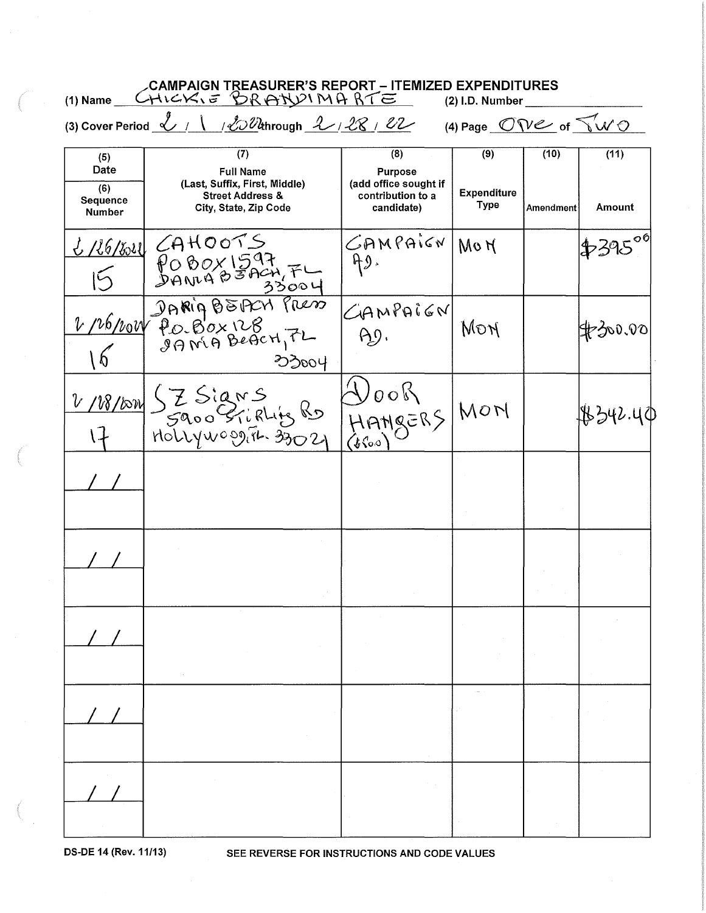# CAMPAIGN TREASURER'S REPORT – ITEMIZED EXPENDITURES

(1) Name CHICKIE BRANDIMARTE (2) I.D. Number

(3) Cover Period 2 / 1 / 2022 through 2 / 28 / 22 (4) Page One of Two

| (5) Date / (6) Sequence Number | (7) Full Name (Last, Suffix, First, Middle) Street Address & City, State, Zip Code | (8) Purpose (add office sought if contribution to a candidate) | (9) Expenditure Type | (10) Amendment | (11) Amount |
|---|---|---|---|---|---|
| 2/26/2022 15 | CAHOOTS PO BOX 1597 DANIA BEACH, FL 33004 | CAMPAIGN AD. | MON | | $395.00 |
| 2/26/2022 16 | DANIA BEACH PRESS P.O. BOX 128 DANIA BEACH, FL 33004 | CAMPAIGN AD. | MON | | $300.00 |
| 2/28/2022 17 | SZ Signs 5900 STIRLING RD HOLLYWOOD, FL. 33021 | DOOR HANGERS (500) | MON | | $342.40 |
| / / | | | | | |
| / / | | | | | |
| / / | | | | | |
| / / | | | | | |
| / / | | | | | |

DS-DE 14 (Rev. 11/13) SEE REVERSE FOR INSTRUCTIONS AND CODE VALUES